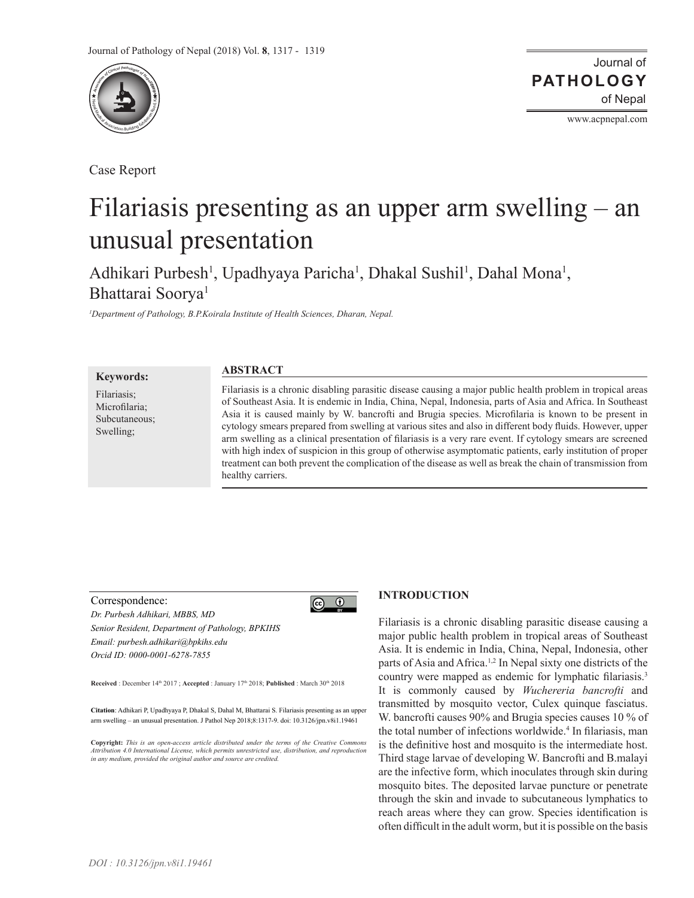Case Report

# Filariasis presenting as an upper arm swelling – an unusual presentation

Adhikari Purbesh[1], Upadhyaya Paricha[1], Dhakal Sushil[1], Dahal Mona[1], Bhattarai Soorya[1]

*[1]Department of Pathology, B.P.Koirala Institute of Health Sciences, Dharan, Nepal.*

**Keywords:**

Filariasis; Microfilaria; Subcutaneous; Swelling;

## ABSTRACT

Filariasis is a chronic disabling parasitic disease causing a major public health problem in tropical areas of Southeast Asia. It is endemic in India, China, Nepal, Indonesia, parts of Asia and Africa. In Southeast Asia it is caused mainly by W. bancrofti and Brugia species. Microfilaria is known to be present in cytology smears prepared from swelling at various sites and also in different body fluids. However, upper arm swelling as a clinical presentation of filariasis is a very rare event. If cytology smears are screened with high index of suspicion in this group of otherwise asymptomatic patients, early institution of proper treatment can both prevent the complication of the disease as well as break the chain of transmission from healthy carriers.

Correspondence:
*Dr. Purbesh Adhikari, MBBS, MD*
*Senior Resident, Department of Pathology, BPKIHS*
*Email: purbesh.adhikari@bpkihs.edu*
*Orcid ID: 0000-0001-6278-7855*

**Received** : December 14th 2017 ; **Accepted** : January 17th 2018; **Published** : March 30th 2018

**Citation**: Adhikari P, Upadhyaya P, Dhakal S, Dahal M, Bhattarai S. Filariasis presenting as an upper arm swelling – an unusual presentation. J Pathol Nep 2018;8:1317-9. doi: 10.3126/jpn.v8i1.19461

**Copyright:** *This is an open-access article distributed under the terms of the Creative Commons Attribution 4.0 International License, which permits unrestricted use, distribution, and reproduction in any medium, provided the original author and source are credited.*

## INTRODUCTION

Filariasis is a chronic disabling parasitic disease causing a major public health problem in tropical areas of Southeast Asia. It is endemic in India, China, Nepal, Indonesia, other parts of Asia and Africa.[1,2] In Nepal sixty one districts of the country were mapped as endemic for lymphatic filariasis.[3] It is commonly caused by *Wuchereria bancrofti* and transmitted by mosquito vector, Culex quinque fasciatus. W. bancrofti causes 90% and Brugia species causes 10 % of the total number of infections worldwide.[4] In filariasis, man is the definitive host and mosquito is the intermediate host. Third stage larvae of developing W. Bancrofti and B.malayi are the infective form, which inoculates through skin during mosquito bites. The deposited larvae puncture or penetrate through the skin and invade to subcutaneous lymphatics to reach areas where they can grow. Species identification is often difficult in the adult worm, but it is possible on the basis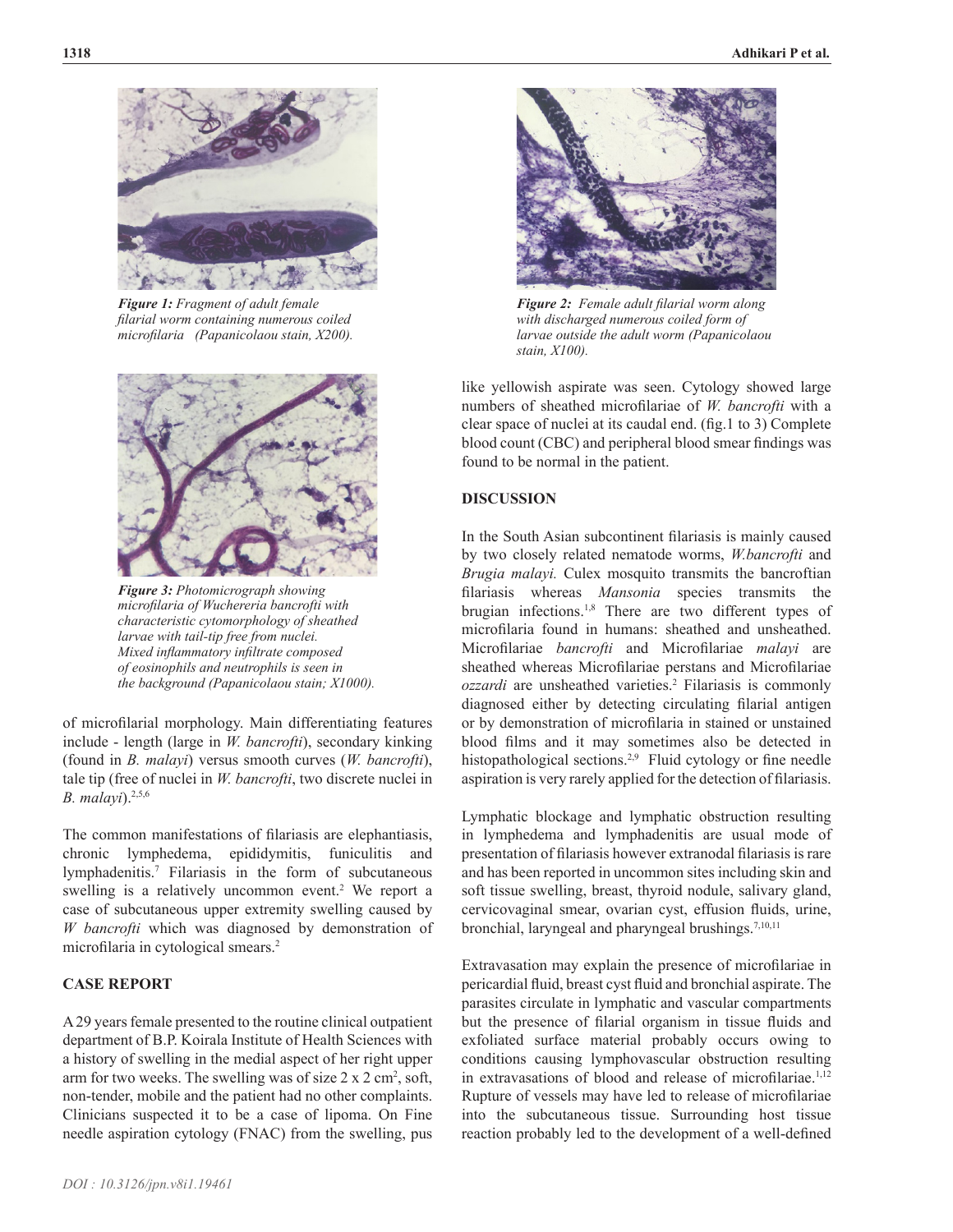*Figure 1: Fragment of adult female filarial worm containing numerous coiled microfilaria (Papanicolaou stain, X200).*

*Figure 3: Photomicrograph showing microfilaria of Wuchereria bancrofti with characteristic cytomorphology of sheathed larvae with tail-tip free from nuclei. Mixed inflammatory infiltrate composed of eosinophils and neutrophils is seen in the background (Papanicolaou stain; X1000).*

of microfilarial morphology. Main differentiating features include - length (large in *W. bancrofti*), secondary kinking (found in *B. malayi*) versus smooth curves (*W. bancrofti*), tale tip (free of nuclei in *W. bancrofti*, two discrete nuclei in *B. malayi*).[2,5,6]

The common manifestations of filariasis are elephantiasis, chronic lymphedema, epididymitis, funiculitis and lymphadenitis.[7] Filariasis in the form of subcutaneous swelling is a relatively uncommon event.[2] We report a case of subcutaneous upper extremity swelling caused by *W bancrofti* which was diagnosed by demonstration of microfilaria in cytological smears.[2]

## CASE REPORT

A 29 years female presented to the routine clinical outpatient department of B.P. Koirala Institute of Health Sciences with a history of swelling in the medial aspect of her right upper arm for two weeks. The swelling was of size 2 x 2 $cm^2$, soft, non-tender, mobile and the patient had no other complaints. Clinicians suspected it to be a case of lipoma. On Fine needle aspiration cytology (FNAC) from the swelling, pus

*Figure 2: Female adult filarial worm along with discharged numerous coiled form of larvae outside the adult worm (Papanicolaou stain, X100).*

like yellowish aspirate was seen. Cytology showed large numbers of sheathed microfilariae of *W. bancrofti* with a clear space of nuclei at its caudal end. (fig.1 to 3) Complete blood count (CBC) and peripheral blood smear findings was found to be normal in the patient.

## DISCUSSION

In the South Asian subcontinent filariasis is mainly caused by two closely related nematode worms, *W.bancrofti* and *Brugia malayi.* Culex mosquito transmits the bancroftian filariasis whereas *Mansonia* species transmits the brugian infections.[1,8] There are two different types of microfilaria found in humans: sheathed and unsheathed. Microfilariae *bancrofti* and Microfilariae *malayi* are sheathed whereas Microfilariae perstans and Microfilariae *ozzardi* are unsheathed varieties.[2] Filariasis is commonly diagnosed either by detecting circulating filarial antigen or by demonstration of microfilaria in stained or unstained blood films and it may sometimes also be detected in histopathological sections.[2,9] Fluid cytology or fine needle aspiration is very rarely applied for the detection of filariasis.

Lymphatic blockage and lymphatic obstruction resulting in lymphedema and lymphadenitis are usual mode of presentation of filariasis however extranodal filariasis is rare and has been reported in uncommon sites including skin and soft tissue swelling, breast, thyroid nodule, salivary gland, cervicovaginal smear, ovarian cyst, effusion fluids, urine, bronchial, laryngeal and pharyngeal brushings.[7,10,11]

Extravasation may explain the presence of microfilariae in pericardial fluid, breast cyst fluid and bronchial aspirate. The parasites circulate in lymphatic and vascular compartments but the presence of filarial organism in tissue fluids and exfoliated surface material probably occurs owing to conditions causing lymphovascular obstruction resulting in extravasations of blood and release of microfilariae.[1,12] Rupture of vessels may have led to release of microfilariae into the subcutaneous tissue. Surrounding host tissue reaction probably led to the development of a well-defined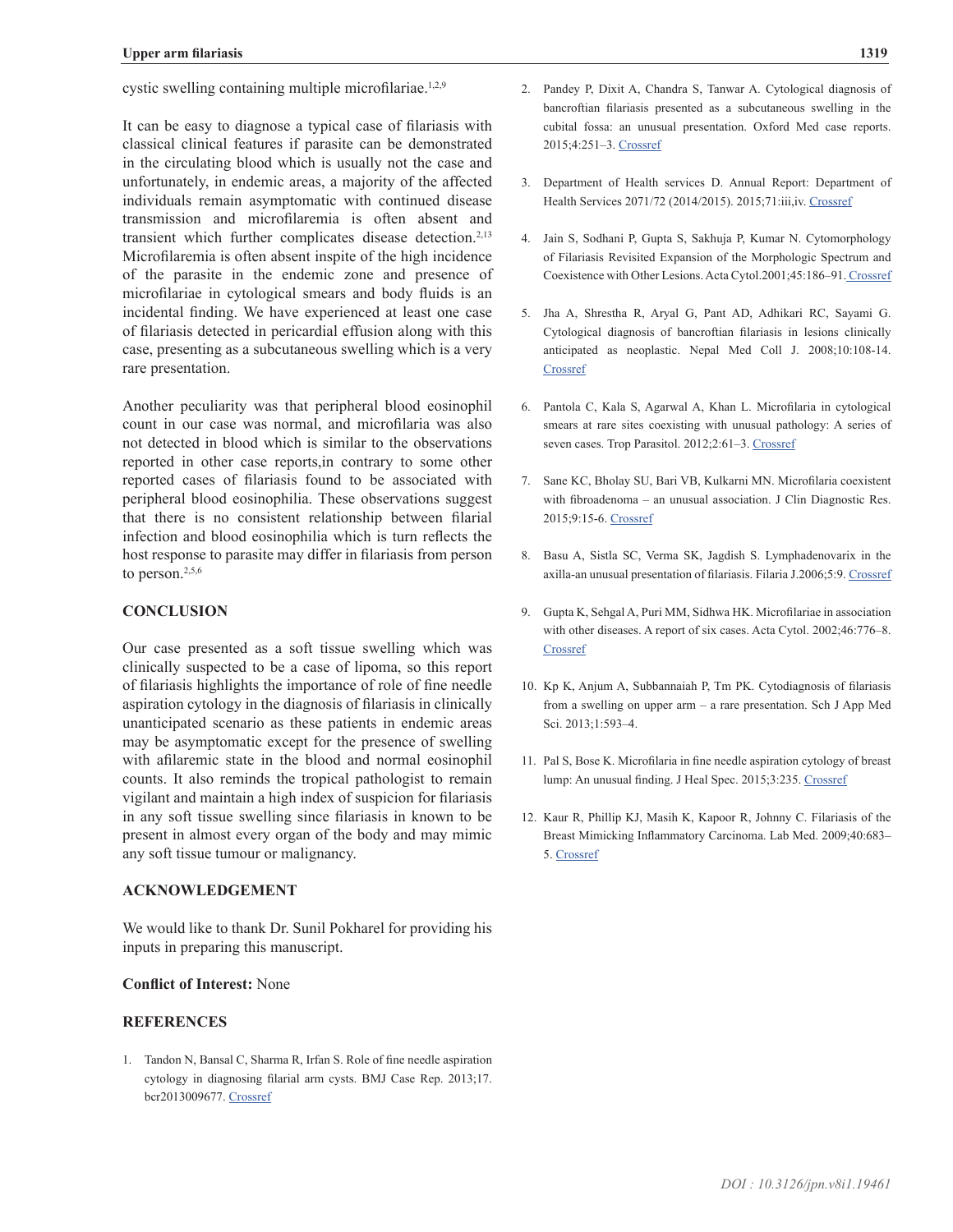cystic swelling containing multiple microfilariae.[1,2,9]

It can be easy to diagnose a typical case of filariasis with classical clinical features if parasite can be demonstrated in the circulating blood which is usually not the case and unfortunately, in endemic areas, a majority of the affected individuals remain asymptomatic with continued disease transmission and microfilaremia is often absent and transient which further complicates disease detection.[2,13] Microfilaremia is often absent inspite of the high incidence of the parasite in the endemic zone and presence of microfilariae in cytological smears and body fluids is an incidental finding. We have experienced at least one case of filariasis detected in pericardial effusion along with this case, presenting as a subcutaneous swelling which is a very rare presentation.

Another peculiarity was that peripheral blood eosinophil count in our case was normal, and microfilaria was also not detected in blood which is similar to the observations reported in other case reports,in contrary to some other reported cases of filariasis found to be associated with peripheral blood eosinophilia. These observations suggest that there is no consistent relationship between filarial infection and blood eosinophilia which is turn reflects the host response to parasite may differ in filariasis from person to person.[2,5,6]

## CONCLUSION

Our case presented as a soft tissue swelling which was clinically suspected to be a case of lipoma, so this report of filariasis highlights the importance of role of fine needle aspiration cytology in the diagnosis of filariasis in clinically unanticipated scenario as these patients in endemic areas may be asymptomatic except for the presence of swelling with afilaremic state in the blood and normal eosinophil counts. It also reminds the tropical pathologist to remain vigilant and maintain a high index of suspicion for filariasis in any soft tissue swelling since filariasis in known to be present in almost every organ of the body and may mimic any soft tissue tumour or malignancy.

## ACKNOWLEDGEMENT

We would like to thank Dr. Sunil Pokharel for providing his inputs in preparing this manuscript.

**Conflict of Interest:** None

## REFERENCES

1. Tandon N, Bansal C, Sharma R, Irfan S. Role of fine needle aspiration cytology in diagnosing filarial arm cysts. BMJ Case Rep. 2013;17. bcr2013009677. Crossref
2. Pandey P, Dixit A, Chandra S, Tanwar A. Cytological diagnosis of bancroftian filariasis presented as a subcutaneous swelling in the cubital fossa: an unusual presentation. Oxford Med case reports. 2015;4:251–3. Crossref
3. Department of Health services D. Annual Report: Department of Health Services 2071/72 (2014/2015). 2015;71:iii,iv. Crossref
4. Jain S, Sodhani P, Gupta S, Sakhuja P, Kumar N. Cytomorphology of Filariasis Revisited Expansion of the Morphologic Spectrum and Coexistence with Other Lesions. Acta Cytol.2001;45:186–91. Crossref
5. Jha A, Shrestha R, Aryal G, Pant AD, Adhikari RC, Sayami G. Cytological diagnosis of bancroftian filariasis in lesions clinically anticipated as neoplastic. Nepal Med Coll J. 2008;10:108-14. Crossref
6. Pantola C, Kala S, Agarwal A, Khan L. Microfilaria in cytological smears at rare sites coexisting with unusual pathology: A series of seven cases. Trop Parasitol. 2012;2:61–3. Crossref
7. Sane KC, Bholay SU, Bari VB, Kulkarni MN. Microfilaria coexistent with fibroadenoma – an unusual association. J Clin Diagnostic Res. 2015;9:15-6. Crossref
8. Basu A, Sistla SC, Verma SK, Jagdish S. Lymphadenovarix in the axilla-an unusual presentation of filariasis. Filaria J.2006;5:9. Crossref
9. Gupta K, Sehgal A, Puri MM, Sidhwa HK. Microfilariae in association with other diseases. A report of six cases. Acta Cytol. 2002;46:776–8. Crossref
10. Kp K, Anjum A, Subbannaiah P, Tm PK. Cytodiagnosis of filariasis from a swelling on upper arm – a rare presentation. Sch J App Med Sci. 2013;1:593–4.
11. Pal S, Bose K. Microfilaria in fine needle aspiration cytology of breast lump: An unusual finding. J Heal Spec. 2015;3:235. Crossref
12. Kaur R, Phillip KJ, Masih K, Kapoor R, Johnny C. Filariasis of the Breast Mimicking Inflammatory Carcinoma. Lab Med. 2009;40:683–5. Crossref